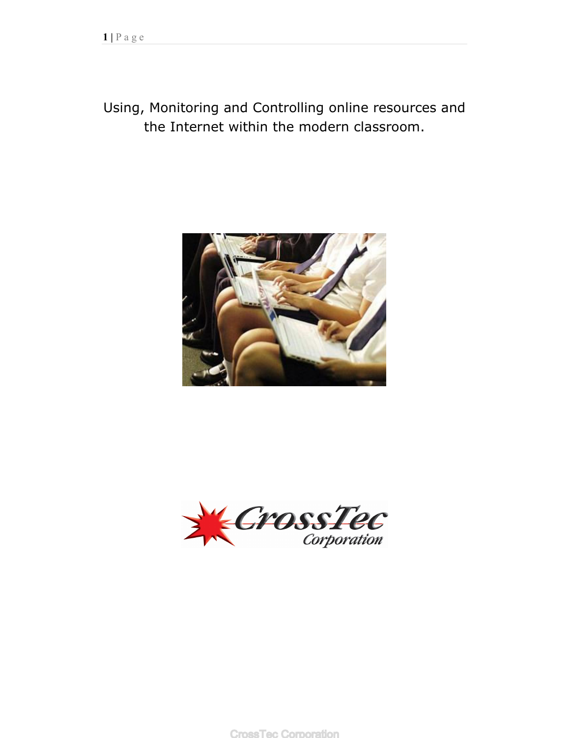# Using, Monitoring and Controlling online resources and the Internet within the modern classroom.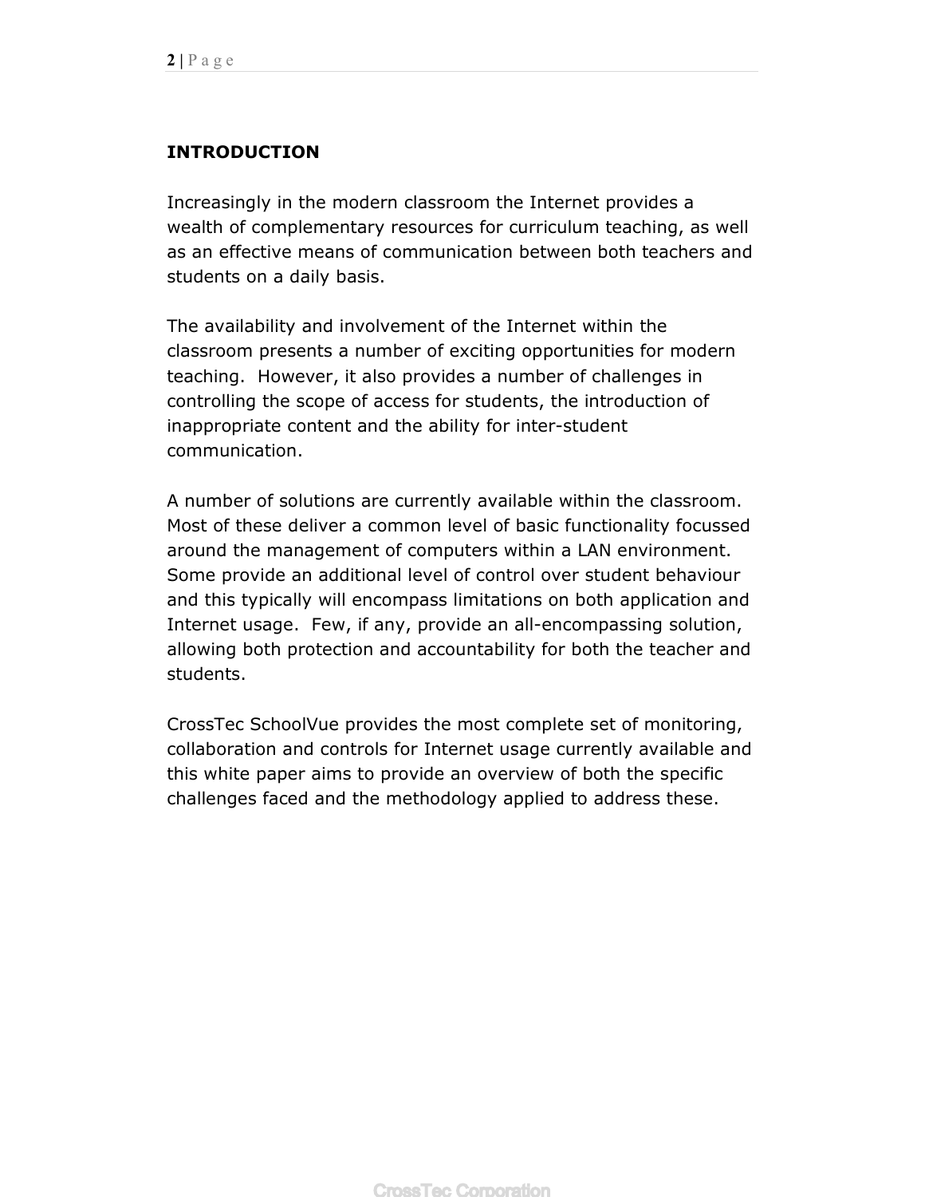## INTRODUCTION

Increasingly in the modern classroom the Internet provides a wealth of complementary resources for curriculum teaching, as well as an effective means of communication between both teachers and students on a daily basis.

The availability and involvement of the Internet within the classroom presents a number of exciting opportunities for modern teaching. However, it also provides a number of challenges in controlling the scope of access for students, the introduction of inappropriate content and the ability for inter-student communication.

A number of solutions are currently available within the classroom. Most of these deliver a common level of basic functionality focussed around the management of computers within a LAN environment. Some provide an additional level of control over student behaviour and this typically will encompass limitations on both application and Internet usage. Few, if any, provide an all-encompassing solution, allowing both protection and accountability for both the teacher and students.

CrossTec SchoolVue provides the most complete set of monitoring, collaboration and controls for Internet usage currently available and this white paper aims to provide an overview of both the specific challenges faced and the methodology applied to address these.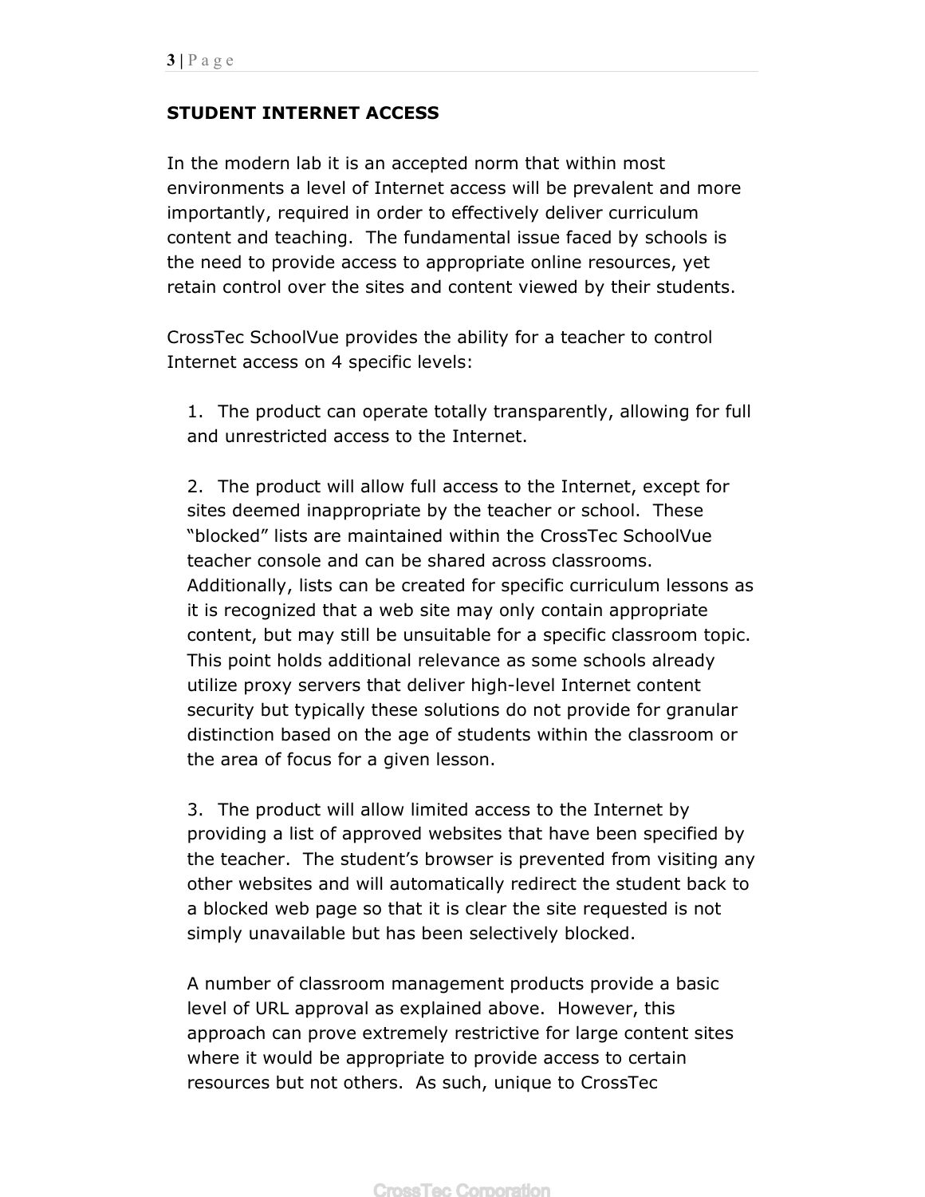## STUDENT INTERNET ACCESS

In the modern lab it is an accepted norm that within most environments a level of Internet access will be prevalent and more importantly, required in order to effectively deliver curriculum content and teaching. The fundamental issue faced by schools is the need to provide access to appropriate online resources, yet retain control over the sites and content viewed by their students.

CrossTec SchoolVue provides the ability for a teacher to control Internet access on 4 specific levels:

1. The product can operate totally transparently, allowing for full and unrestricted access to the Internet.

2. The product will allow full access to the Internet, except for sites deemed inappropriate by the teacher or school. These "blocked" lists are maintained within the CrossTec SchoolVue teacher console and can be shared across classrooms. Additionally, lists can be created for specific curriculum lessons as it is recognized that a web site may only contain appropriate content, but may still be unsuitable for a specific classroom topic. This point holds additional relevance as some schools already utilize proxy servers that deliver high-level Internet content security but typically these solutions do not provide for granular distinction based on the age of students within the classroom or the area of focus for a given lesson.

3. The product will allow limited access to the Internet by providing a list of approved websites that have been specified by the teacher. The student's browser is prevented from visiting any other websites and will automatically redirect the student back to a blocked web page so that it is clear the site requested is not simply unavailable but has been selectively blocked.

   A number of classroom management products provide a basic level of URL approval as explained above. However, this approach can prove extremely restrictive for large content sites where it would be appropriate to provide access to certain resources but not others. As such, unique to CrossTec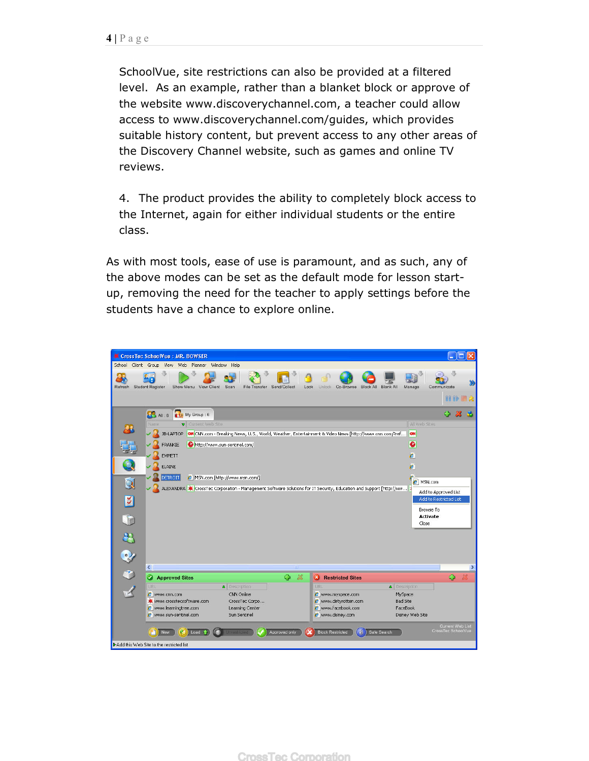SchoolVue, site restrictions can also be provided at a filtered level. As an example, rather than a blanket block or approve of the website www.discoverychannel.com, a teacher could allow access to www.discoverychannel.com/guides, which provides suitable history content, but prevent access to any other areas of the Discovery Channel website, such as games and online TV reviews.

4. The product provides the ability to completely block access to the Internet, again for either individual students or the entire class.

As with most tools, ease of use is paramount, and as such, any of the above modes can be set as the default mode for lesson start-up, removing the need for the teacher to apply settings before the students have a chance to explore online.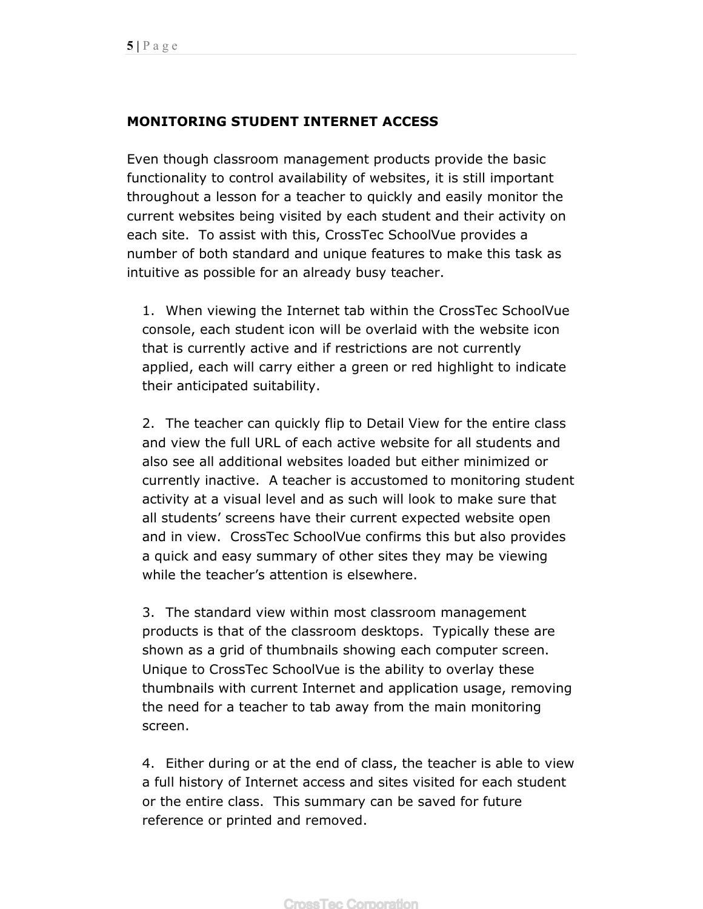## MONITORING STUDENT INTERNET ACCESS

Even though classroom management products provide the basic functionality to control availability of websites, it is still important throughout a lesson for a teacher to quickly and easily monitor the current websites being visited by each student and their activity on each site. To assist with this, CrossTec SchoolVue provides a number of both standard and unique features to make this task as intuitive as possible for an already busy teacher.

1. When viewing the Internet tab within the CrossTec SchoolVue console, each student icon will be overlaid with the website icon that is currently active and if restrictions are not currently applied, each will carry either a green or red highlight to indicate their anticipated suitability.

2. The teacher can quickly flip to Detail View for the entire class and view the full URL of each active website for all students and also see all additional websites loaded but either minimized or currently inactive. A teacher is accustomed to monitoring student activity at a visual level and as such will look to make sure that all students' screens have their current expected website open and in view. CrossTec SchoolVue confirms this but also provides a quick and easy summary of other sites they may be viewing while the teacher's attention is elsewhere.

3. The standard view within most classroom management products is that of the classroom desktops. Typically these are shown as a grid of thumbnails showing each computer screen. Unique to CrossTec SchoolVue is the ability to overlay these thumbnails with current Internet and application usage, removing the need for a teacher to tab away from the main monitoring screen.

4. Either during or at the end of class, the teacher is able to view a full history of Internet access and sites visited for each student or the entire class. This summary can be saved for future reference or printed and removed.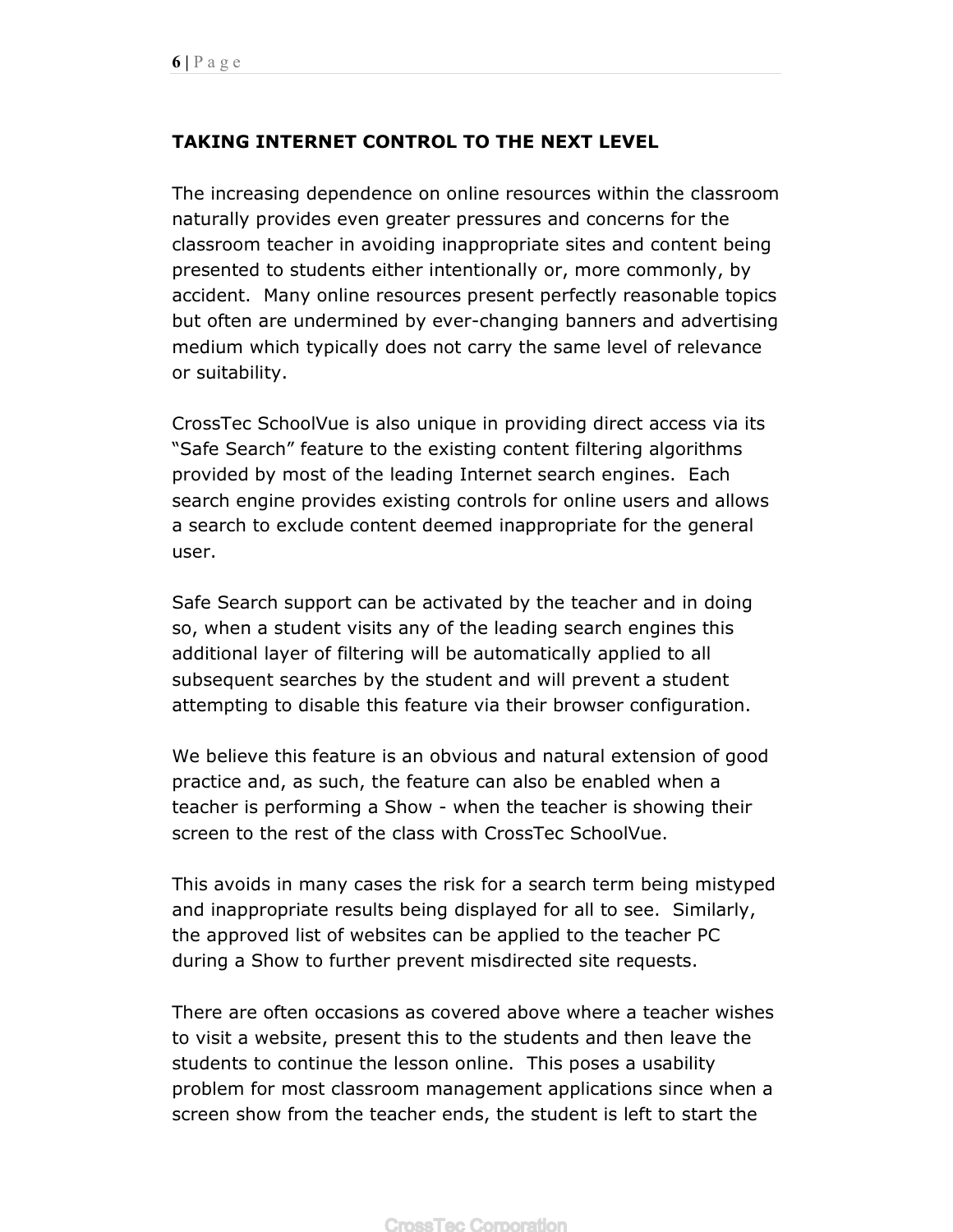## TAKING INTERNET CONTROL TO THE NEXT LEVEL

The increasing dependence on online resources within the classroom naturally provides even greater pressures and concerns for the classroom teacher in avoiding inappropriate sites and content being presented to students either intentionally or, more commonly, by accident. Many online resources present perfectly reasonable topics but often are undermined by ever-changing banners and advertising medium which typically does not carry the same level of relevance or suitability.

CrossTec SchoolVue is also unique in providing direct access via its "Safe Search" feature to the existing content filtering algorithms provided by most of the leading Internet search engines. Each search engine provides existing controls for online users and allows a search to exclude content deemed inappropriate for the general user.

Safe Search support can be activated by the teacher and in doing so, when a student visits any of the leading search engines this additional layer of filtering will be automatically applied to all subsequent searches by the student and will prevent a student attempting to disable this feature via their browser configuration.

We believe this feature is an obvious and natural extension of good practice and, as such, the feature can also be enabled when a teacher is performing a Show - when the teacher is showing their screen to the rest of the class with CrossTec SchoolVue.

This avoids in many cases the risk for a search term being mistyped and inappropriate results being displayed for all to see. Similarly, the approved list of websites can be applied to the teacher PC during a Show to further prevent misdirected site requests.

There are often occasions as covered above where a teacher wishes to visit a website, present this to the students and then leave the students to continue the lesson online. This poses a usability problem for most classroom management applications since when a screen show from the teacher ends, the student is left to start the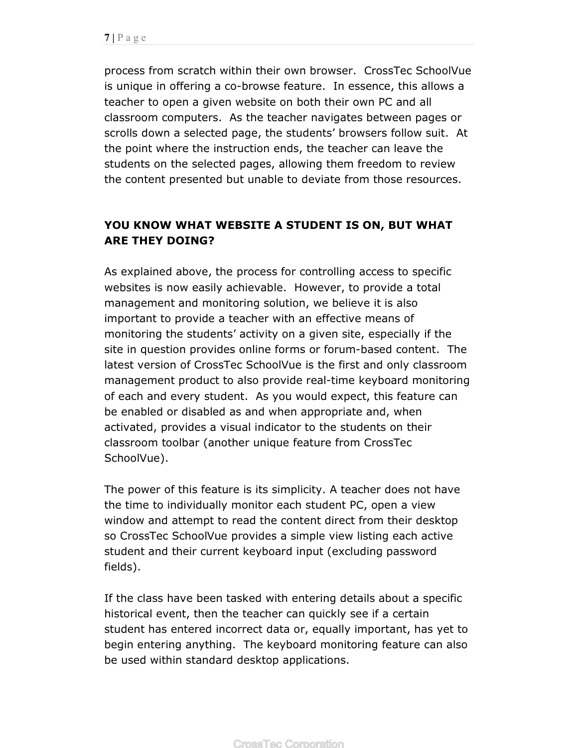process from scratch within their own browser. CrossTec SchoolVue is unique in offering a co-browse feature. In essence, this allows a teacher to open a given website on both their own PC and all classroom computers. As the teacher navigates between pages or scrolls down a selected page, the students' browsers follow suit. At the point where the instruction ends, the teacher can leave the students on the selected pages, allowing them freedom to review the content presented but unable to deviate from those resources.

## YOU KNOW WHAT WEBSITE A STUDENT IS ON, BUT WHAT ARE THEY DOING?

As explained above, the process for controlling access to specific websites is now easily achievable. However, to provide a total management and monitoring solution, we believe it is also important to provide a teacher with an effective means of monitoring the students' activity on a given site, especially if the site in question provides online forms or forum-based content. The latest version of CrossTec SchoolVue is the first and only classroom management product to also provide real-time keyboard monitoring of each and every student. As you would expect, this feature can be enabled or disabled as and when appropriate and, when activated, provides a visual indicator to the students on their classroom toolbar (another unique feature from CrossTec SchoolVue).

The power of this feature is its simplicity. A teacher does not have the time to individually monitor each student PC, open a view window and attempt to read the content direct from their desktop so CrossTec SchoolVue provides a simple view listing each active student and their current keyboard input (excluding password fields).

If the class have been tasked with entering details about a specific historical event, then the teacher can quickly see if a certain student has entered incorrect data or, equally important, has yet to begin entering anything. The keyboard monitoring feature can also be used within standard desktop applications.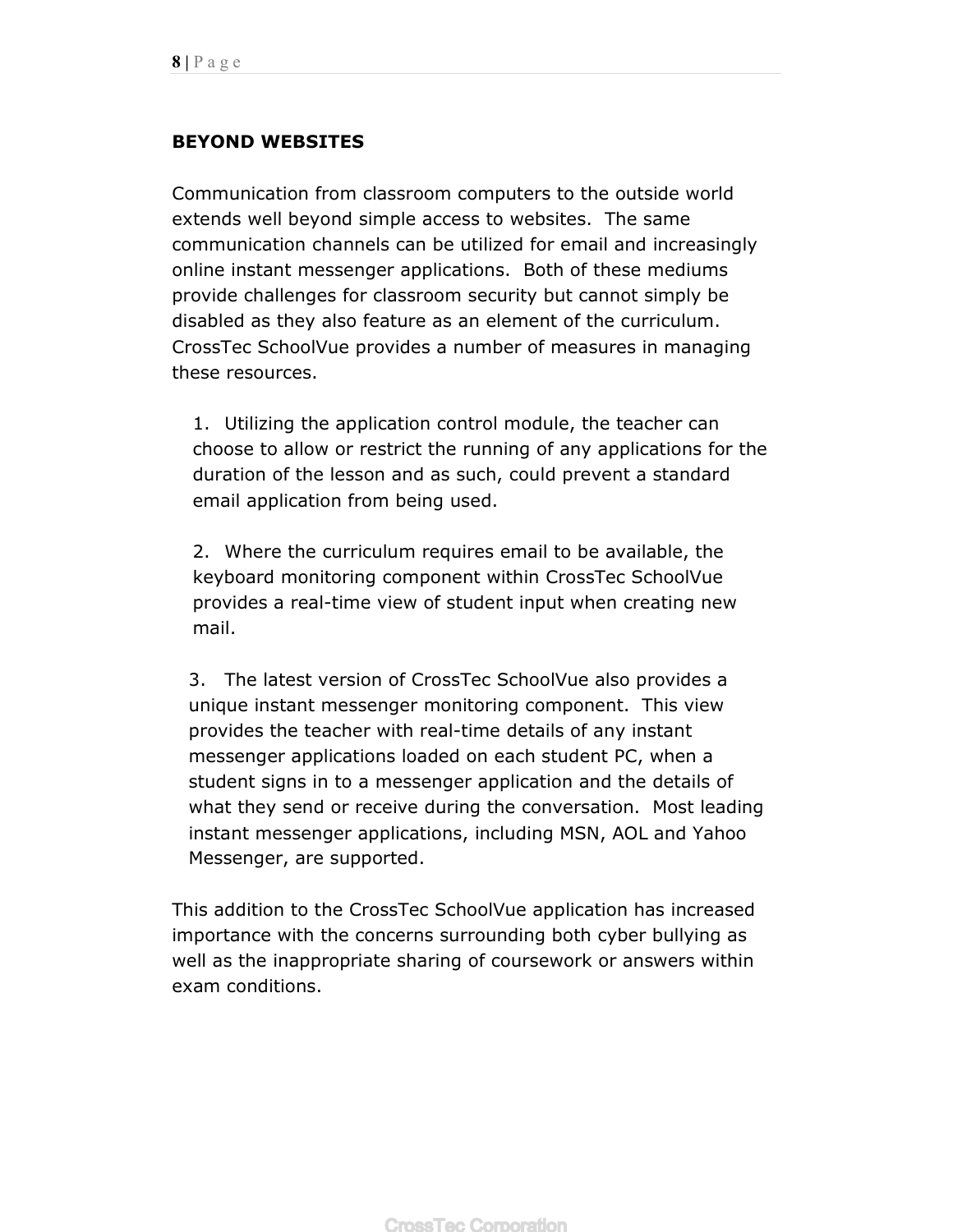## BEYOND WEBSITES

Communication from classroom computers to the outside world extends well beyond simple access to websites. The same communication channels can be utilized for email and increasingly online instant messenger applications. Both of these mediums provide challenges for classroom security but cannot simply be disabled as they also feature as an element of the curriculum. CrossTec SchoolVue provides a number of measures in managing these resources.

1. Utilizing the application control module, the teacher can choose to allow or restrict the running of any applications for the duration of the lesson and as such, could prevent a standard email application from being used.

2. Where the curriculum requires email to be available, the keyboard monitoring component within CrossTec SchoolVue provides a real-time view of student input when creating new mail.

3. The latest version of CrossTec SchoolVue also provides a unique instant messenger monitoring component. This view provides the teacher with real-time details of any instant messenger applications loaded on each student PC, when a student signs in to a messenger application and the details of what they send or receive during the conversation. Most leading instant messenger applications, including MSN, AOL and Yahoo Messenger, are supported.

This addition to the CrossTec SchoolVue application has increased importance with the concerns surrounding both cyber bullying as well as the inappropriate sharing of coursework or answers within exam conditions.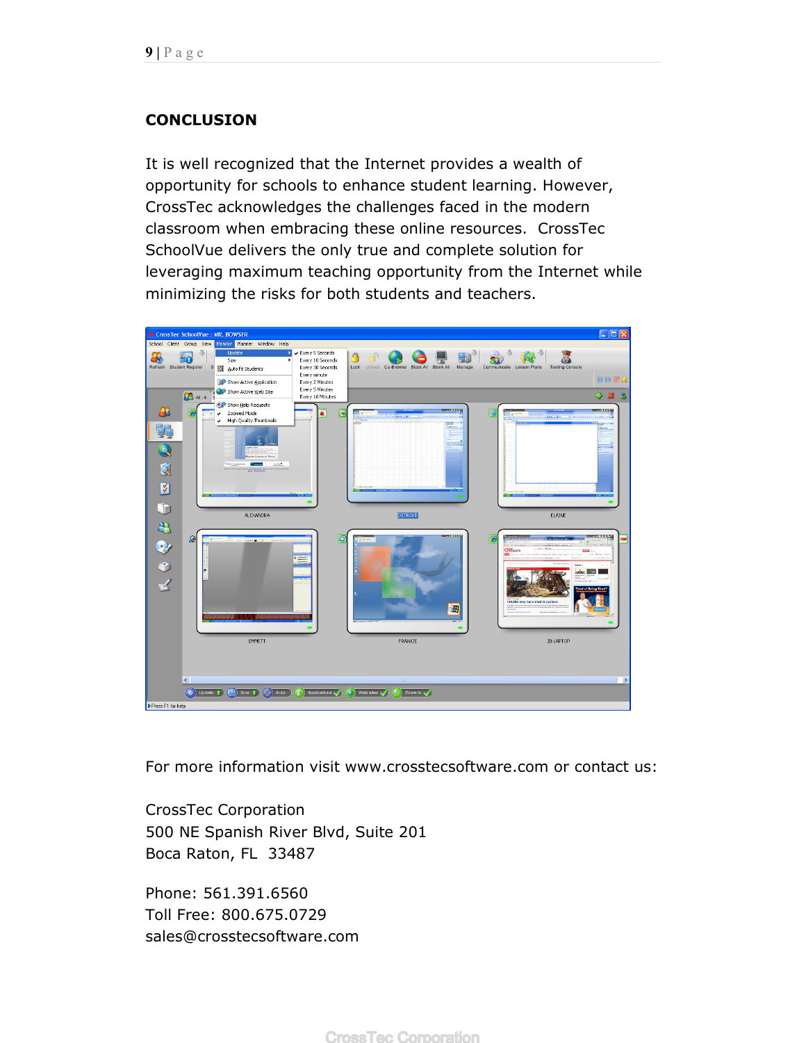## CONCLUSION

It is well recognized that the Internet provides a wealth of opportunity for schools to enhance student learning. However, CrossTec acknowledges the challenges faced in the modern classroom when embracing these online resources. CrossTec SchoolVue delivers the only true and complete solution for leveraging maximum teaching opportunity from the Internet while minimizing the risks for both students and teachers.

For more information visit www.crosstecsoftware.com or contact us:

CrossTec Corporation
500 NE Spanish River Blvd, Suite 201
Boca Raton, FL 33487

Phone: 561.391.6560
Toll Free: 800.675.0729
sales@crosstecsoftware.com